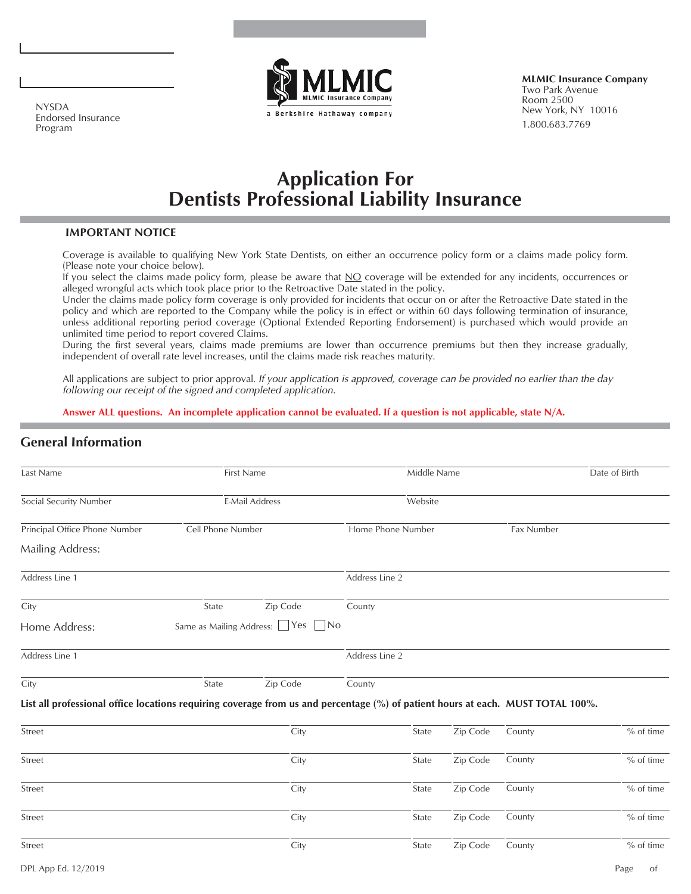NYSDA
Endorsed Insurance
Program

MLMIC
MLMIC Insurance Company
a Berkshire Hathaway company

**MLMIC Insurance Company**
Two Park Avenue
Room 2500
New York, NY 10016
1.800.683.7769

# Application For
# Dentists Professional Liability Insurance

**IMPORTANT NOTICE**

Coverage is available to qualifying New York State Dentists, on either an occurrence policy form or a claims made policy form. (Please note your choice below).

If you select the claims made policy form, please be aware that NO coverage will be extended for any incidents, occurrences or alleged wrongful acts which took place prior to the Retroactive Date stated in the policy.

Under the claims made policy form coverage is only provided for incidents that occur on or after the Retroactive Date stated in the policy and which are reported to the Company while the policy is in effect or within 60 days following termination of insurance, unless additional reporting period coverage (Optional Extended Reporting Endorsement) is purchased which would provide an unlimited time period to report covered Claims.

During the first several years, claims made premiums are lower than occurrence premiums but then they increase gradually, independent of overall rate level increases, until the claims made risk reaches maturity.

All applications are subject to prior approval. *If your application is approved, coverage can be provided no earlier than the day following our receipt of the signed and completed application.*

**Answer ALL questions. An incomplete application cannot be evaluated. If a question is not applicable, state N/A.**

## General Information

| Last Name | First Name | Middle Name | Date of Birth |
|---|---|---|---|
| | | | |

| Social Security Number | E-Mail Address | Website |
|---|---|---|
| | | |

| Principal Office Phone Number | Cell Phone Number | Home Phone Number | Fax Number |
|---|---|---|---|
| | | | |

Mailing Address:

| Address Line 1 | Address Line 2 |
|---|---|
| | |

| City | State | Zip Code | County |
|---|---|---|---|
| | | | |

Home Address: Same as Mailing Address: ☐ Yes ☐ No

| Address Line 1 | Address Line 2 |
|---|---|
| | |

| City | State | Zip Code | County |
|---|---|---|---|
| | | | |

**List all professional office locations requiring coverage from us and percentage (%) of patient hours at each. MUST TOTAL 100%.**

| Street | City | State | Zip Code | County | % of time |
|---|---|---|---|---|---|
| | | | | | |
| | | | | | |
| | | | | | |
| | | | | | |
| | | | | | |

DPL App Ed. 12/2019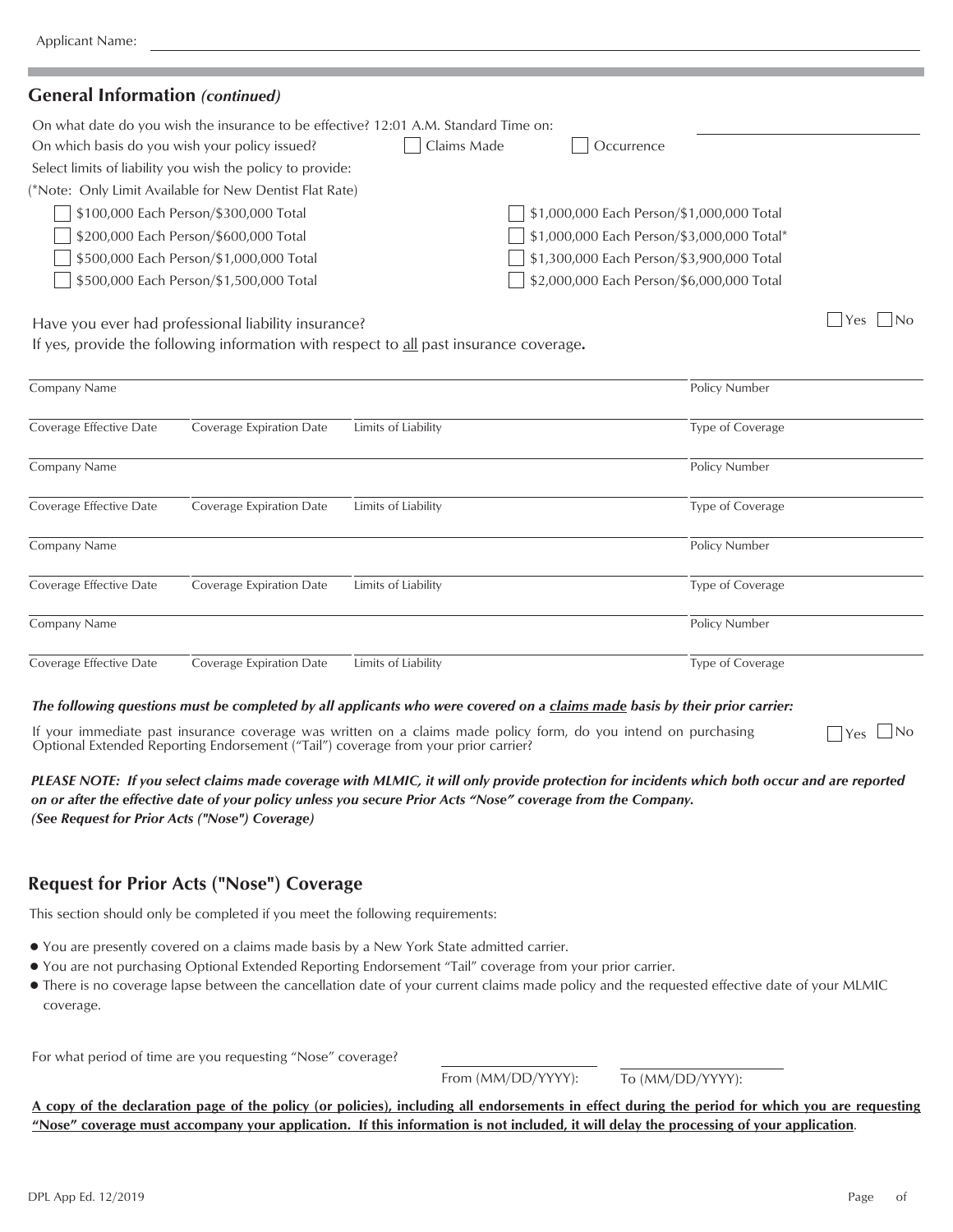Applicant Name: ______________________

## General Information *(continued)*

On what date do you wish the insurance to be effective? 12:01 A.M. Standard Time on: ______________________

On which basis do you wish your policy issued? ☐ Claims Made ☐ Occurrence

Select limits of liability you wish the policy to provide:

(*Note: Only Limit Available for New Dentist Flat Rate)

- ☐ $100,000 Each Person/$300,000 Total
- ☐ $200,000 Each Person/$600,000 Total
- ☐ $500,000 Each Person/$1,000,000 Total
- ☐ $500,000 Each Person/$1,500,000 Total
- ☐ $1,000,000 Each Person/$1,000,000 Total
- ☐ $1,000,000 Each Person/$3,000,000 Total*
- ☐ $1,300,000 Each Person/$3,900,000 Total
- ☐ $2,000,000 Each Person/$6,000,000 Total

Have you ever had professional liability insurance? ☐ Yes ☐ No

If yes, provide the following information with respect to all past insurance coverage**.**

| Company Name | | | Policy Number |
|---|---|---|---|
| Coverage Effective Date | Coverage Expiration Date | Limits of Liability | Type of Coverage |
| Company Name | | | Policy Number |
| Coverage Effective Date | Coverage Expiration Date | Limits of Liability | Type of Coverage |
| Company Name | | | Policy Number |
| Coverage Effective Date | Coverage Expiration Date | Limits of Liability | Type of Coverage |
| Company Name | | | Policy Number |
| Coverage Effective Date | Coverage Expiration Date | Limits of Liability | Type of Coverage |

***The following questions must be completed by all applicants who were covered on a claims made basis by their prior carrier:***

If your immediate past insurance coverage was written on a claims made policy form, do you intend on purchasing Optional Extended Reporting Endorsement ("Tail") coverage from your prior carrier? ☐ Yes ☐ No

***PLEASE NOTE: If you select claims made coverage with MLMIC, it will only provide protection for incidents which both occur and are reported on or after the effective date of your policy unless you secure Prior Acts "Nose" coverage from the Company. (See Request for Prior Acts ("Nose") Coverage)***

## Request for Prior Acts ("Nose") Coverage

This section should only be completed if you meet the following requirements:

- You are presently covered on a claims made basis by a New York State admitted carrier.
- You are not purchasing Optional Extended Reporting Endorsement "Tail" coverage from your prior carrier.
- There is no coverage lapse between the cancellation date of your current claims made policy and the requested effective date of your MLMIC coverage.

For what period of time are you requesting "Nose" coverage? From (MM/DD/YYYY): ______________ To (MM/DD/YYYY): ______________

**A copy of the declaration page of the policy (or policies), including all endorsements in effect during the period for which you are requesting "Nose" coverage must accompany your application. If this information is not included, it will delay the processing of your application.**

DPL App Ed. 12/2019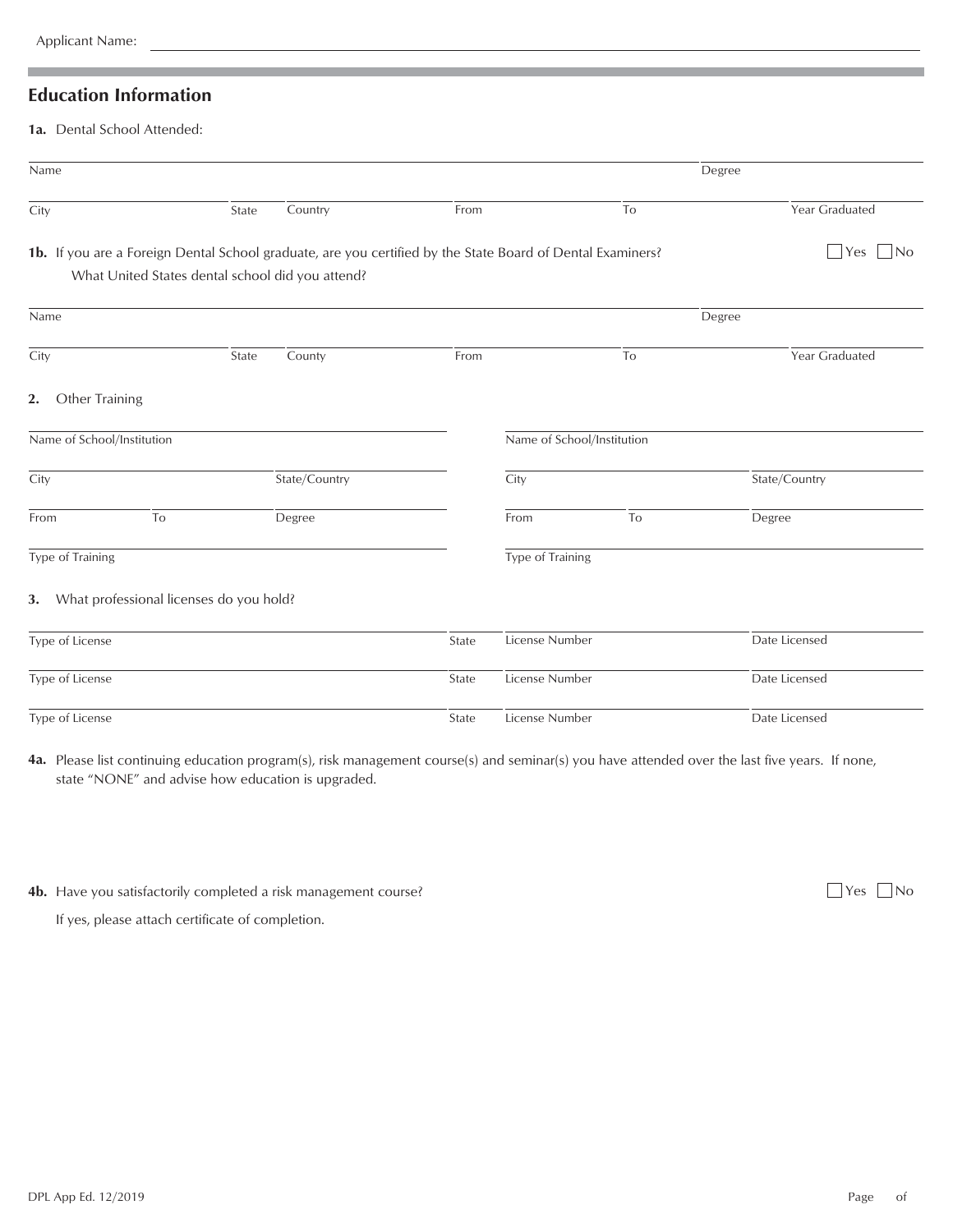Applicant Name: \_\_\_\_\_\_\_\_\_\_\_\_\_\_\_\_\_\_\_\_\_\_\_\_\_\_\_\_\_\_

## Education Information

**1a.** Dental School Attended:

| Name | | | | | Degree |
|---|---|---|---|---|---|
| City | State | Country | From | To | Year Graduated |

**1b.** If you are a Foreign Dental School graduate, are you certified by the State Board of Dental Examiners? ☐ Yes ☐ No

What United States dental school did you attend?

| Name | | | | | Degree |
|---|---|---|---|---|---|
| City | State | County | From | To | Year Graduated |

**2.** Other Training

| Name of School/Institution | | | Name of School/Institution | | |
|---|---|---|---|---|---|
| City | | State/Country | City | | State/Country |
| From | To | Degree | From | To | Degree |
| Type of Training | | | Type of Training | | |

**3.** What professional licenses do you hold?

| Type of License | State | License Number | Date Licensed |
|---|---|---|---|
| Type of License | State | License Number | Date Licensed |
| Type of License | State | License Number | Date Licensed |

**4a.** Please list continuing education program(s), risk management course(s) and seminar(s) you have attended over the last five years. If none, state "NONE" and advise how education is upgraded.

**4b.** Have you satisfactorily completed a risk management course? ☐ Yes ☐ No

If yes, please attach certificate of completion.

DPL App Ed. 12/2019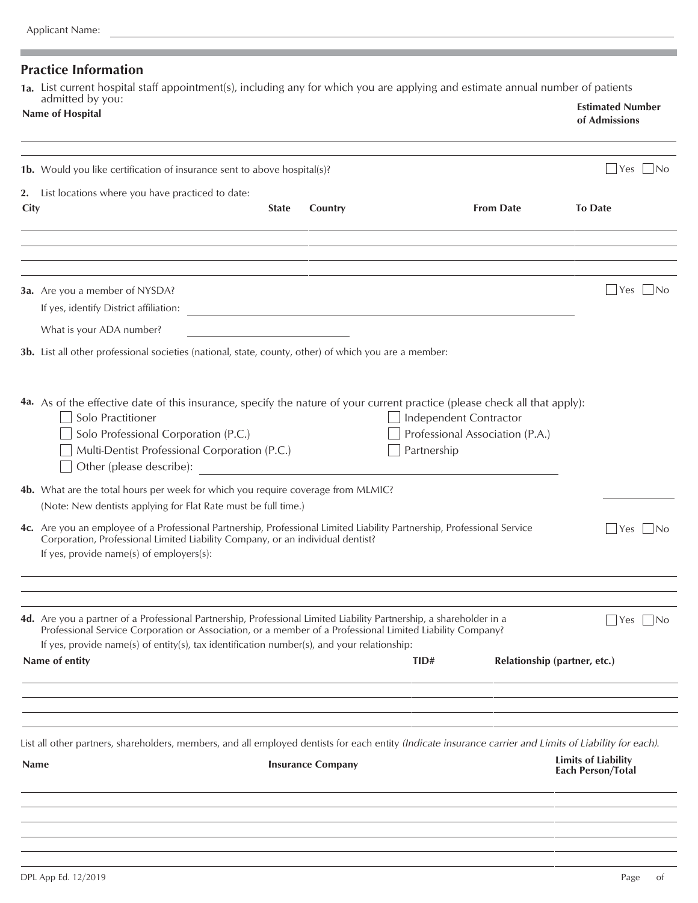Applicant Name: ______________________________

## Practice Information

**1a.** List current hospital staff appointment(s), including any for which you are applying and estimate annual number of patients admitted by you:

| Name of Hospital | Estimated Number of Admissions |
| --- | --- |
| | |

**1b.** Would you like certification of insurance sent to above hospital(s)? ☐ Yes ☐ No

**2.** List locations where you have practiced to date:

| City | State | Country | From Date | To Date |
| --- | --- | --- | --- | --- |
| | | | | |
| | | | | |
| | | | | |

**3a.** Are you a member of NYSDA? ☐ Yes ☐ No

If yes, identify District affiliation: ______________________________

What is your ADA number? ______________________________

**3b.** List all other professional societies (national, state, county, other) of which you are a member:

**4a.** As of the effective date of this insurance, specify the nature of your current practice (please check all that apply):

- ☐ Solo Practitioner
- ☐ Solo Professional Corporation (P.C.)
- ☐ Multi-Dentist Professional Corporation (P.C.)
- ☐ Other (please describe): ______________________________
- ☐ Independent Contractor
- ☐ Professional Association (P.A.)
- ☐ Partnership

**4b.** What are the total hours per week for which you require coverage from MLMIC? __________

(Note: New dentists applying for Flat Rate must be full time.)

**4c.** Are you an employee of a Professional Partnership, Professional Limited Liability Partnership, Professional Service Corporation, Professional Limited Liability Company, or an individual dentist? ☐ Yes ☐ No

If yes, provide name(s) of employers(s):

**4d.** Are you a partner of a Professional Partnership, Professional Limited Liability Partnership, a shareholder in a Professional Service Corporation or Association, or a member of a Professional Limited Liability Company? ☐ Yes ☐ No

If yes, provide name(s) of entity(s), tax identification number(s), and your relationship:

| Name of entity | TID# | Relationship (partner, etc.) |
| --- | --- | --- |
| | | |
| | | |
| | | |

List all other partners, shareholders, members, and all employed dentists for each entity *(Indicate insurance carrier and Limits of Liability for each).*

| Name | Insurance Company | Limits of Liability Each Person/Total |
| --- | --- | --- |
| | | |
| | | |
| | | |
| | | |
| | | |

DPL App Ed. 12/2019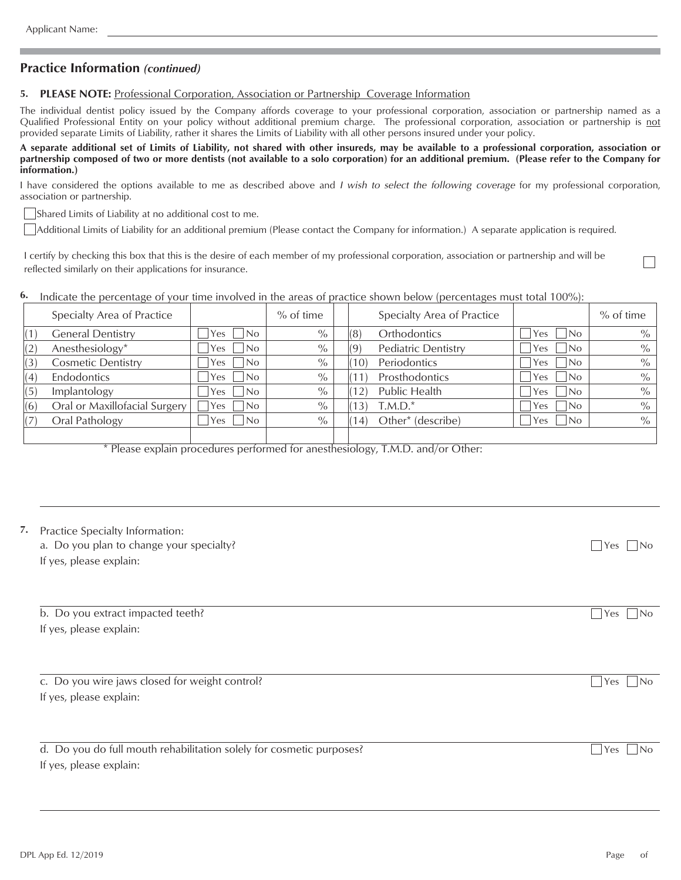Applicant Name: ___________________________________________

## Practice Information *(continued)*

**5. PLEASE NOTE:** Professional Corporation, Association or Partnership Coverage Information

The individual dentist policy issued by the Company affords coverage to your professional corporation, association or partnership named as a Qualified Professional Entity on your policy without additional premium charge. The professional corporation, association or partnership is not provided separate Limits of Liability, rather it shares the Limits of Liability with all other persons insured under your policy.

**A separate additional set of Limits of Liability, not shared with other insureds, may be available to a professional corporation, association or partnership composed of two or more dentists (not available to a solo corporation) for an additional premium. (Please refer to the Company for information.)**

I have considered the options available to me as described above and *I wish to select the following coverage* for my professional corporation, association or partnership.

☐ Shared Limits of Liability at no additional cost to me.

☐ Additional Limits of Liability for an additional premium (Please contact the Company for information.) A separate application is required.

I certify by checking this box that this is the desire of each member of my professional corporation, association or partnership and will be reflected similarly on their applications for insurance. ☐

**6.** Indicate the percentage of your time involved in the areas of practice shown below (percentages must total 100%):

| | Specialty Area of Practice | | % of time | | | Specialty Area of Practice | | % of time |
|---|---|---|---|---|---|---|---|---|
| (1) | General Dentistry | ☐ Yes ☐ No | % | | (8) | Orthodontics | ☐ Yes ☐ No | % |
| (2) | Anesthesiology* | ☐ Yes ☐ No | % | | (9) | Pediatric Dentistry | ☐ Yes ☐ No | % |
| (3) | Cosmetic Dentistry | ☐ Yes ☐ No | % | | (10) | Periodontics | ☐ Yes ☐ No | % |
| (4) | Endodontics | ☐ Yes ☐ No | % | | (11) | Prosthodontics | ☐ Yes ☐ No | % |
| (5) | Implantology | ☐ Yes ☐ No | % | | (12) | Public Health | ☐ Yes ☐ No | % |
| (6) | Oral or Maxillofacial Surgery | ☐ Yes ☐ No | % | | (13) | T.M.D.* | ☐ Yes ☐ No | % |
| (7) | Oral Pathology | ☐ Yes ☐ No | % | | (14) | Other* (describe) | ☐ Yes ☐ No | % |

\* Please explain procedures performed for anesthesiology, T.M.D. and/or Other:

___________________________________________

**7.** Practice Specialty Information:

a. Do you plan to change your specialty? ☐ Yes ☐ No

If yes, please explain:

___________________________________________

b. Do you extract impacted teeth? ☐ Yes ☐ No

If yes, please explain:

___________________________________________

c. Do you wire jaws closed for weight control? ☐ Yes ☐ No

If yes, please explain:

___________________________________________

d. Do you do full mouth rehabilitation solely for cosmetic purposes? ☐ Yes ☐ No

If yes, please explain:

___________________________________________

DPL App Ed. 12/2019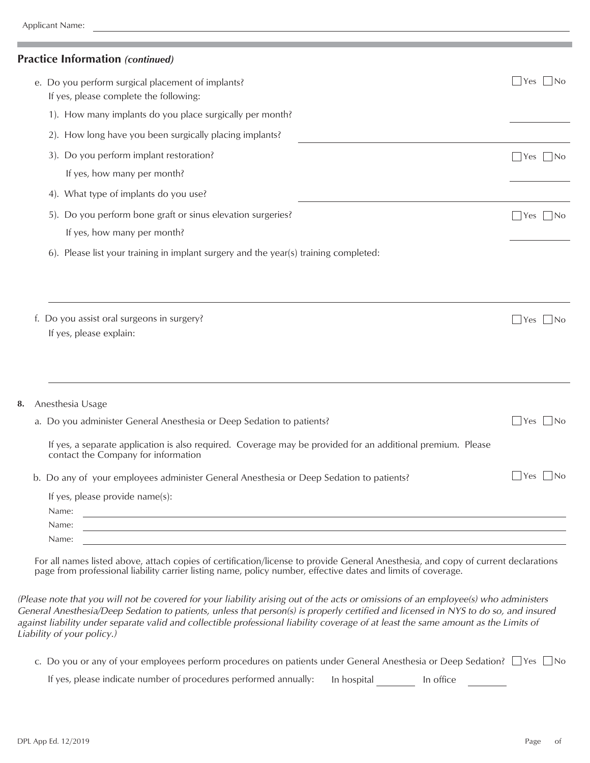Applicant Name: ______________________________

## Practice Information *(continued)*

e. Do you perform surgical placement of implants? ☐ Yes ☐ No
   If yes, please complete the following:

   1). How many implants do you place surgically per month? __________

   2). How long have you been surgically placing implants? __________

   3). Do you perform implant restoration? ☐ Yes ☐ No
       If yes, how many per month? __________

   4). What type of implants do you use? __________

   5). Do you perform bone graft or sinus elevation surgeries? ☐ Yes ☐ No
       If yes, how many per month? __________

   6). Please list your training in implant surgery and the year(s) training completed:

   ______________________________

f. Do you assist oral surgeons in surgery? ☐ Yes ☐ No
   If yes, please explain:

   ______________________________

**8.** Anesthesia Usage

a. Do you administer General Anesthesia or Deep Sedation to patients? ☐ Yes ☐ No

   If yes, a separate application is also required. Coverage may be provided for an additional premium. Please contact the Company for information

b. Do any of your employees administer General Anesthesia or Deep Sedation to patients? ☐ Yes ☐ No

   If yes, please provide name(s):

   Name: ______________________________

   Name: ______________________________

   Name: ______________________________

For all names listed above, attach copies of certification/license to provide General Anesthesia, and copy of current declarations page from professional liability carrier listing name, policy number, effective dates and limits of coverage.

*(Please note that you will not be covered for your liability arising out of the acts or omissions of an employee(s) who administers General Anesthesia/Deep Sedation to patients, unless that person(s) is properly certified and licensed in NYS to do so, and insured against liability under separate valid and collectible professional liability coverage of at least the same amount as the Limits of Liability of your policy.)*

c. Do you or any of your employees perform procedures on patients under General Anesthesia or Deep Sedation? ☐ Yes ☐ No

   If yes, please indicate number of procedures performed annually: In hospital ________ In office ________

DPL App Ed. 12/2019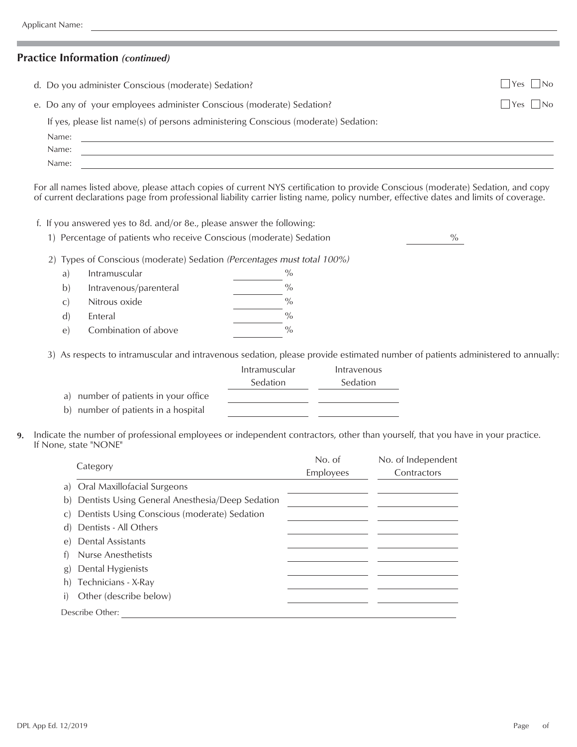Applicant Name: ______________________________

## Practice Information *(continued)*

d. Do you administer Conscious (moderate) Sedation? ☐ Yes ☐ No

e. Do any of your employees administer Conscious (moderate) Sedation? ☐ Yes ☐ No

If yes, please list name(s) of persons administering Conscious (moderate) Sedation:

Name: ______________________________

Name: ______________________________

Name: ______________________________

For all names listed above, please attach copies of current NYS certification to provide Conscious (moderate) Sedation, and copy of current declarations page from professional liability carrier listing name, policy number, effective dates and limits of coverage.

f. If you answered yes to 8d. and/or 8e., please answer the following:

1) Percentage of patients who receive Conscious (moderate) Sedation _______ %

2) Types of Conscious (moderate) Sedation *(Percentages must total 100%)*

| | Type | % |
|---|---|---|
| a) | Intramuscular | _______ % |
| b) | Intravenous/parenteral | _______ % |
| c) | Nitrous oxide | _______ % |
| d) | Enteral | _______ % |
| e) | Combination of above | _______ % |

3) As respects to intramuscular and intravenous sedation, please provide estimated number of patients administered to annually:

| | Intramuscular Sedation | Intravenous Sedation |
|---|---|---|
| a) number of patients in your office | | |
| b) number of patients in a hospital | | |

**9.** Indicate the number of professional employees or independent contractors, other than yourself, that you have in your practice. If None, state "NONE"

| Category | No. of Employees | No. of Independent Contractors |
|---|---|---|
| a) Oral Maxillofacial Surgeons | | |
| b) Dentists Using General Anesthesia/Deep Sedation | | |
| c) Dentists Using Conscious (moderate) Sedation | | |
| d) Dentists - All Others | | |
| e) Dental Assistants | | |
| f) Nurse Anesthetists | | |
| g) Dental Hygienists | | |
| h) Technicians - X-Ray | | |
| i) Other (describe below) | | |

Describe Other: ______________________________

DPL App Ed. 12/2019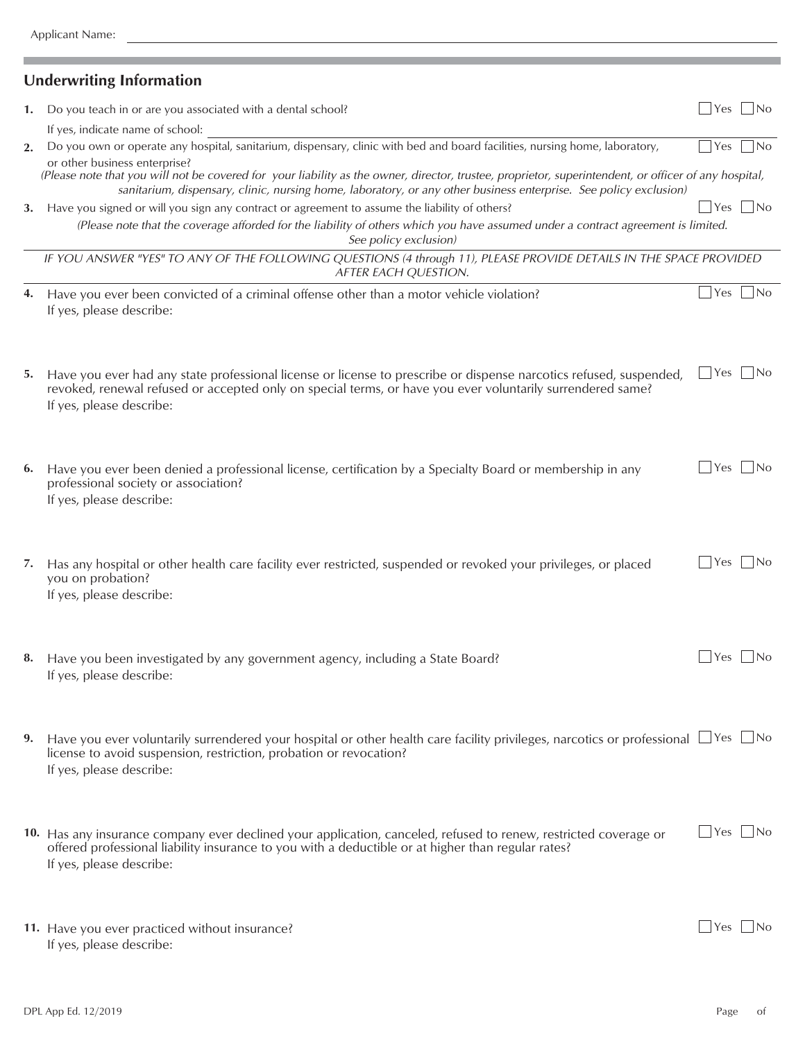Applicant Name:

## Underwriting Information

1. Do you teach in or are you associated with a dental school? ☐ Yes ☐ No

   If yes, indicate name of school:

2. Do you own or operate any hospital, sanitarium, dispensary, clinic with bed and board facilities, nursing home, laboratory, or other business enterprise? ☐ Yes ☐ No

   *(Please note that you will not be covered for your liability as the owner, director, trustee, proprietor, superintendent, or officer of any hospital, sanitarium, dispensary, clinic, nursing home, laboratory, or any other business enterprise. See policy exclusion)*

3. Have you signed or will you sign any contract or agreement to assume the liability of others? ☐ Yes ☐ No

   *(Please note that the coverage afforded for the liability of others which you have assumed under a contract agreement is limited. See policy exclusion)*

*IF YOU ANSWER "YES" TO ANY OF THE FOLLOWING QUESTIONS (4 through 11), PLEASE PROVIDE DETAILS IN THE SPACE PROVIDED AFTER EACH QUESTION.*

4. Have you ever been convicted of a criminal offense other than a motor vehicle violation? ☐ Yes ☐ No

   If yes, please describe:

5. Have you ever had any state professional license or license to prescribe or dispense narcotics refused, suspended, revoked, renewal refused or accepted only on special terms, or have you ever voluntarily surrendered same? ☐ Yes ☐ No

   If yes, please describe:

6. Have you ever been denied a professional license, certification by a Specialty Board or membership in any professional society or association? ☐ Yes ☐ No

   If yes, please describe:

7. Has any hospital or other health care facility ever restricted, suspended or revoked your privileges, or placed you on probation? ☐ Yes ☐ No

   If yes, please describe:

8. Have you been investigated by any government agency, including a State Board? ☐ Yes ☐ No

   If yes, please describe:

9. Have you ever voluntarily surrendered your hospital or other health care facility privileges, narcotics or professional license to avoid suspension, restriction, probation or revocation? ☐ Yes ☐ No

   If yes, please describe:

10. Has any insurance company ever declined your application, canceled, refused to renew, restricted coverage or offered professional liability insurance to you with a deductible or at higher than regular rates? ☐ Yes ☐ No

    If yes, please describe:

11. Have you ever practiced without insurance? ☐ Yes ☐ No

    If yes, please describe:

DPL App Ed. 12/2019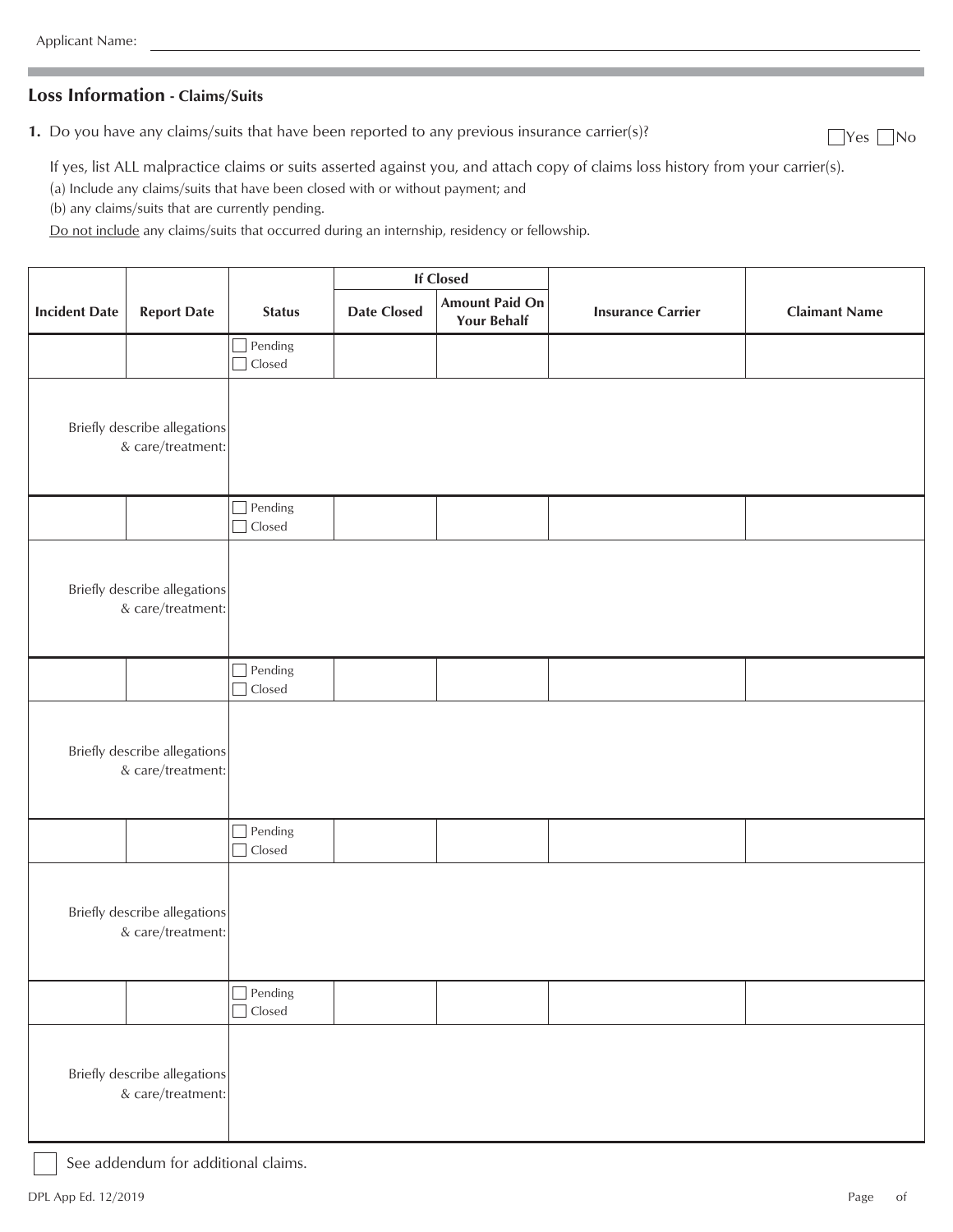Applicant Name: ______________________________

## Loss Information - Claims/Suits

**1.** Do you have any claims/suits that have been reported to any previous insurance carrier(s)? ☐ Yes ☐ No

If yes, list ALL malpractice claims or suits asserted against you, and attach copy of claims loss history from your carrier(s).

(a) Include any claims/suits that have been closed with or without payment; and

(b) any claims/suits that are currently pending.

Do not include any claims/suits that occurred during an internship, residency or fellowship.

| Incident Date | Report Date | Status | If Closed | | Insurance Carrier | Claimant Name |
|---|---|---|---|---|---|---|
| | | | Date Closed | Amount Paid On Your Behalf | | |
| | | ☐ Pending ☐ Closed | | | | |
| Briefly describe allegations & care/treatment: | | | | | | |
| | | ☐ Pending ☐ Closed | | | | |
| Briefly describe allegations & care/treatment: | | | | | | |
| | | ☐ Pending ☐ Closed | | | | |
| Briefly describe allegations & care/treatment: | | | | | | |
| | | ☐ Pending ☐ Closed | | | | |
| Briefly describe allegations & care/treatment: | | | | | | |
| | | ☐ Pending ☐ Closed | | | | |
| Briefly describe allegations & care/treatment: | | | | | | |

☐ See addendum for additional claims.

DPL App Ed. 12/2019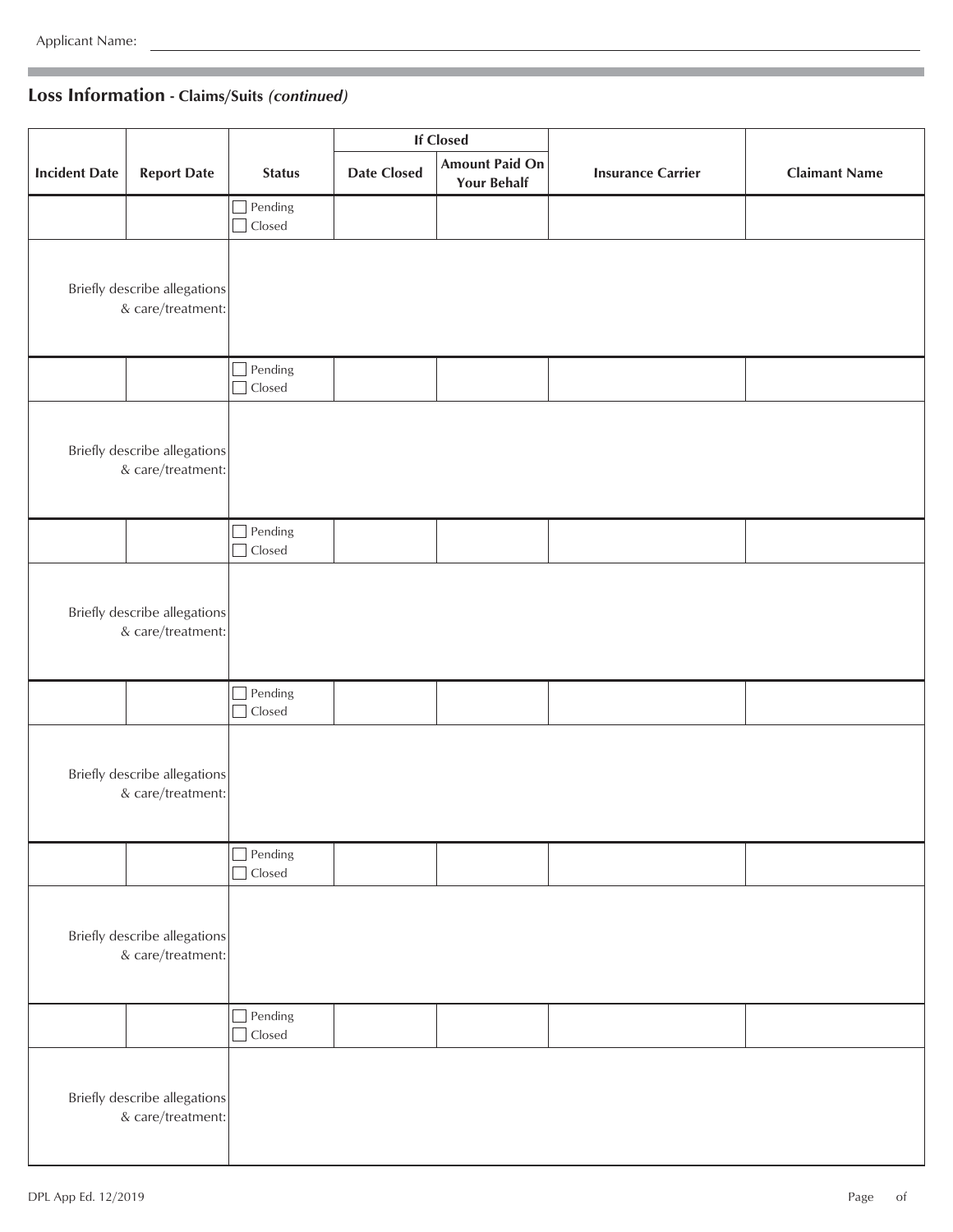Applicant Name: ____________________

## Loss Information - Claims/Suits *(continued)*

| Incident Date | Report Date | Status | If Closed | | Insurance Carrier | Claimant Name |
|---|---|---|---|---|---|---|
| | | | Date Closed | Amount Paid On Your Behalf | | |
| | | ☐ Pending ☐ Closed | | | | |
| Briefly describe allegations & care/treatment: | | | | | | |
| | | ☐ Pending ☐ Closed | | | | |
| Briefly describe allegations & care/treatment: | | | | | | |
| | | ☐ Pending ☐ Closed | | | | |
| Briefly describe allegations & care/treatment: | | | | | | |
| | | ☐ Pending ☐ Closed | | | | |
| Briefly describe allegations & care/treatment: | | | | | | |
| | | ☐ Pending ☐ Closed | | | | |
| Briefly describe allegations & care/treatment: | | | | | | |
| | | ☐ Pending ☐ Closed | | | | |
| Briefly describe allegations & care/treatment: | | | | | | |

DPL App Ed. 12/2019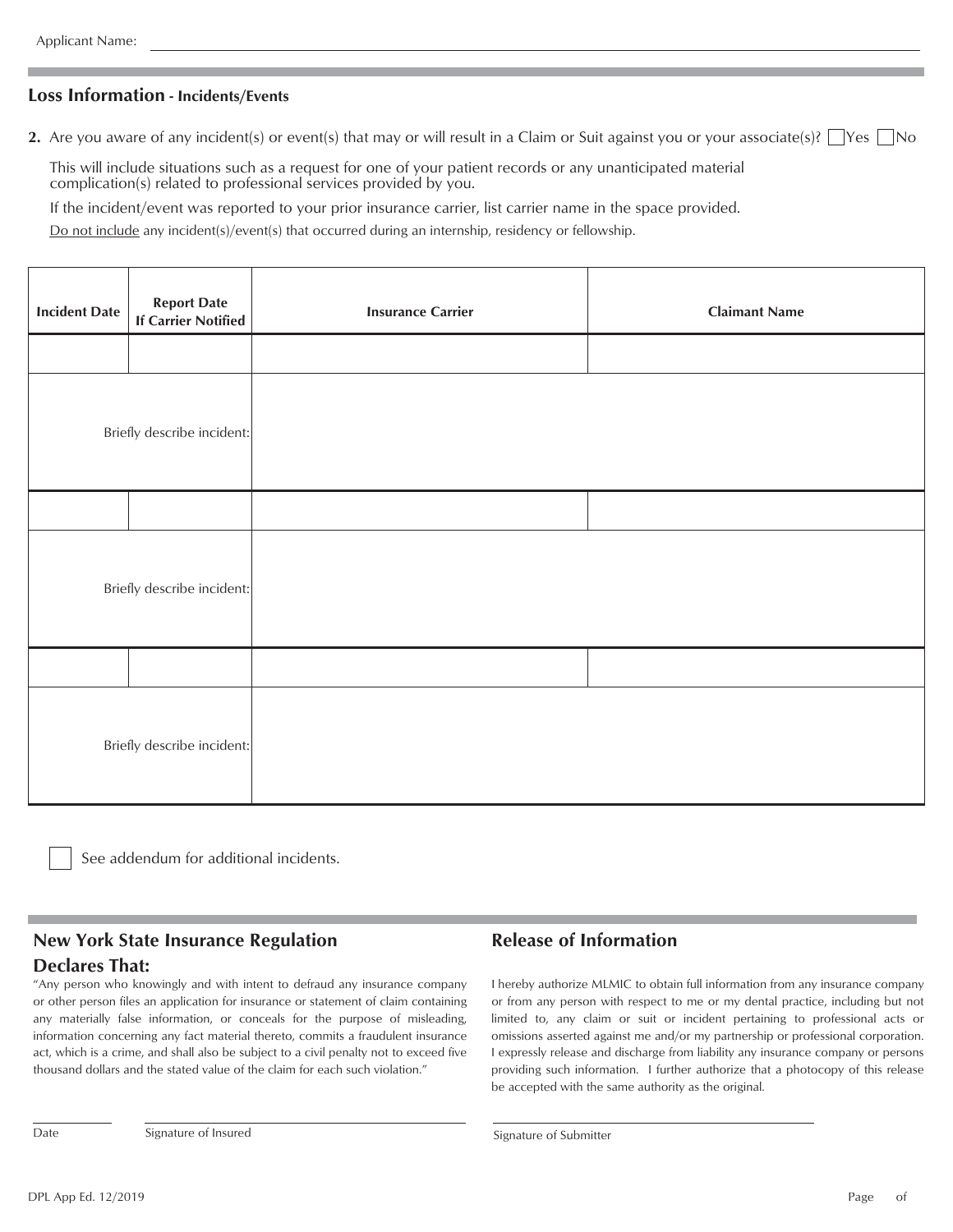Applicant Name: ______________________________

## Loss Information - Incidents/Events

**2.** Are you aware of any incident(s) or event(s) that may or will result in a Claim or Suit against you or your associate(s)? ☐ Yes ☐ No

This will include situations such as a request for one of your patient records or any unanticipated material complication(s) related to professional services provided by you.

If the incident/event was reported to your prior insurance carrier, list carrier name in the space provided.

Do not include any incident(s)/event(s) that occurred during an internship, residency or fellowship.

| Incident Date | Report Date If Carrier Notified | Insurance Carrier | Claimant Name |
|---|---|---|---|
| | | | |
| Briefly describe incident: | | | |
| | | | |
| Briefly describe incident: | | | |
| | | | |
| Briefly describe incident: | | | |

☐ See addendum for additional incidents.

## New York State Insurance Regulation Declares That:

"Any person who knowingly and with intent to defraud any insurance company or other person files an application for insurance or statement of claim containing any materially false information, or conceals for the purpose of misleading, information concerning any fact material thereto, commits a fraudulent insurance act, which is a crime, and shall also be subject to a civil penalty not to exceed five thousand dollars and the stated value of the claim for each such violation."

## Release of Information

I hereby authorize MLMIC to obtain full information from any insurance company or from any person with respect to me or my dental practice, including but not limited to, any claim or suit or incident pertaining to professional acts or omissions asserted against me and/or my partnership or professional corporation. I expressly release and discharge from liability any insurance company or persons providing such information. I further authorize that a photocopy of this release be accepted with the same authority as the original.

______________ Date

______________________________ Signature of Insured

______________________________ Signature of Submitter

DPL App Ed. 12/2019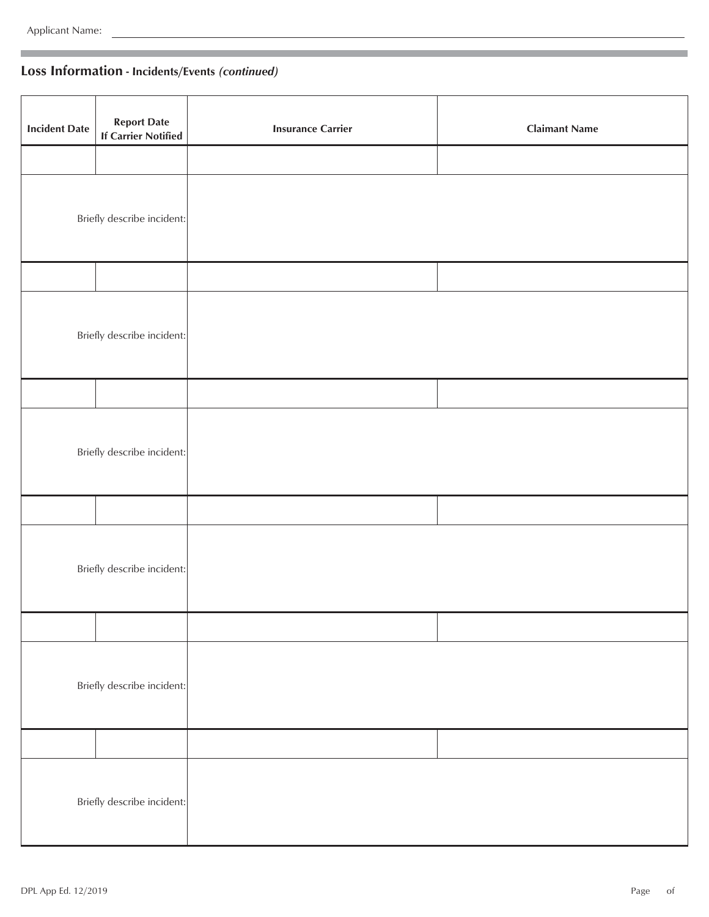Applicant Name:

## Loss Information - Incidents/Events *(continued)*

| Incident Date | Report Date If Carrier Notified | Insurance Carrier | Claimant Name |
|---|---|---|---|
| | | | |
| Briefly describe incident: | | | |
| | | | |
| Briefly describe incident: | | | |
| | | | |
| Briefly describe incident: | | | |
| | | | |
| Briefly describe incident: | | | |
| | | | |
| Briefly describe incident: | | | |
| | | | |
| Briefly describe incident: | | | |

DPL App Ed. 12/2019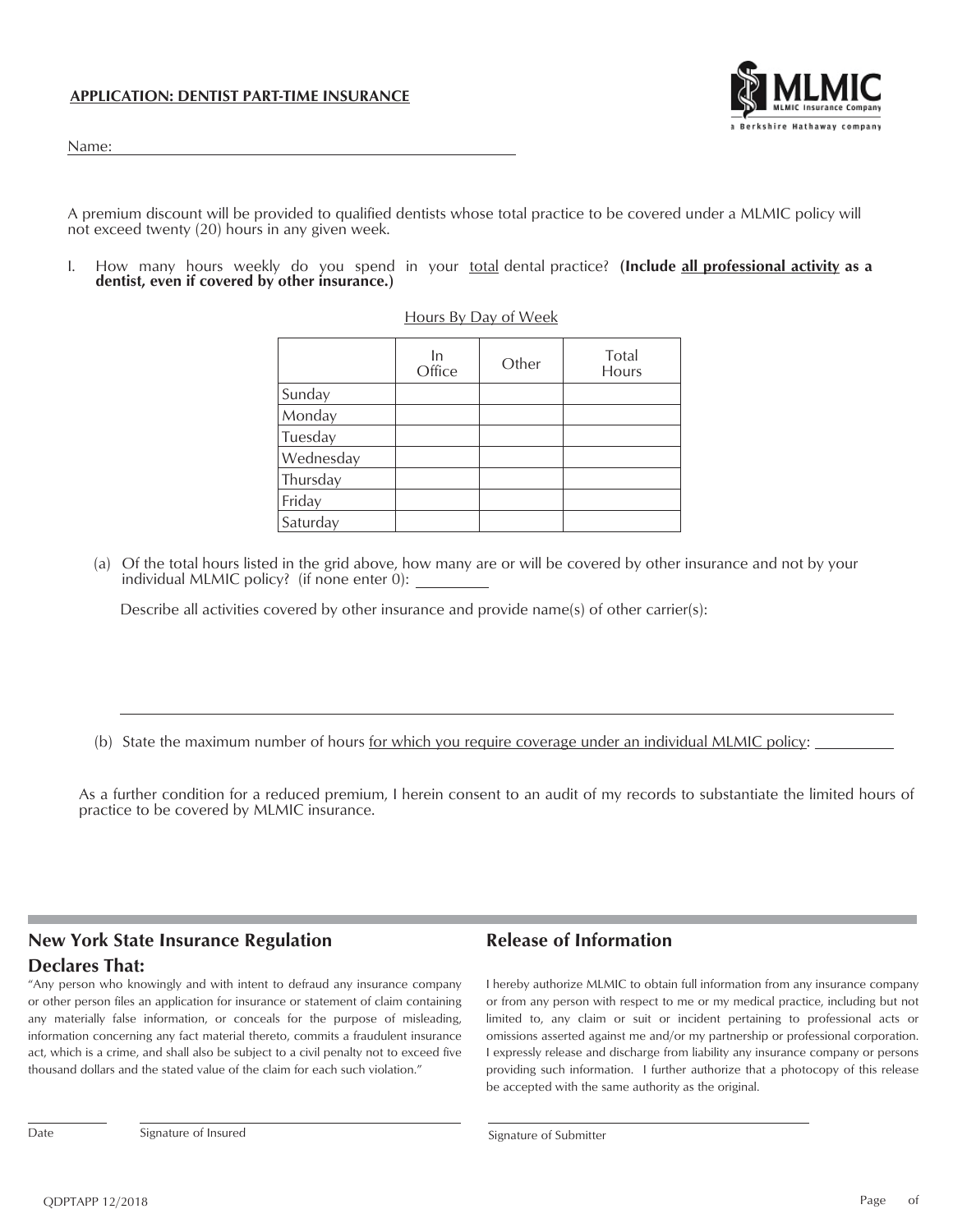**APPLICATION: DENTIST PART-TIME INSURANCE**

MLMIC
MLMIC Insurance Company
a Berkshire Hathaway company

Name: ______________________________

A premium discount will be provided to qualified dentists whose total practice to be covered under a MLMIC policy will not exceed twenty (20) hours in any given week.

I. How many hours weekly do you spend in your total dental practice? **(Include all professional activity as a dentist, even if covered by other insurance.)**

Hours By Day of Week

| | In Office | Other | Total Hours |
|---|---|---|---|
| Sunday | | | |
| Monday | | | |
| Tuesday | | | |
| Wednesday | | | |
| Thursday | | | |
| Friday | | | |
| Saturday | | | |

(a) Of the total hours listed in the grid above, how many are or will be covered by other insurance and not by your individual MLMIC policy? (if none enter 0): ________

Describe all activities covered by other insurance and provide name(s) of other carrier(s):

______________________________________________________________

(b) State the maximum number of hours for which you require coverage under an individual MLMIC policy: ________

As a further condition for a reduced premium, I herein consent to an audit of my records to substantiate the limited hours of practice to be covered by MLMIC insurance.

## New York State Insurance Regulation Declares That:

"Any person who knowingly and with intent to defraud any insurance company or other person files an application for insurance or statement of claim containing any materially false information, or conceals for the purpose of misleading, information concerning any fact material thereto, commits a fraudulent insurance act, which is a crime, and shall also be subject to a civil penalty not to exceed five thousand dollars and the stated value of the claim for each such violation."

## Release of Information

I hereby authorize MLMIC to obtain full information from any insurance company or from any person with respect to me or my medical practice, including but not limited to, any claim or suit or incident pertaining to professional acts or omissions asserted against me and/or my partnership or professional corporation. I expressly release and discharge from liability any insurance company or persons providing such information. I further authorize that a photocopy of this release be accepted with the same authority as the original.

________ Date

______________________________ Signature of Insured

______________________________ Signature of Submitter

QDPTAPP 12/2018